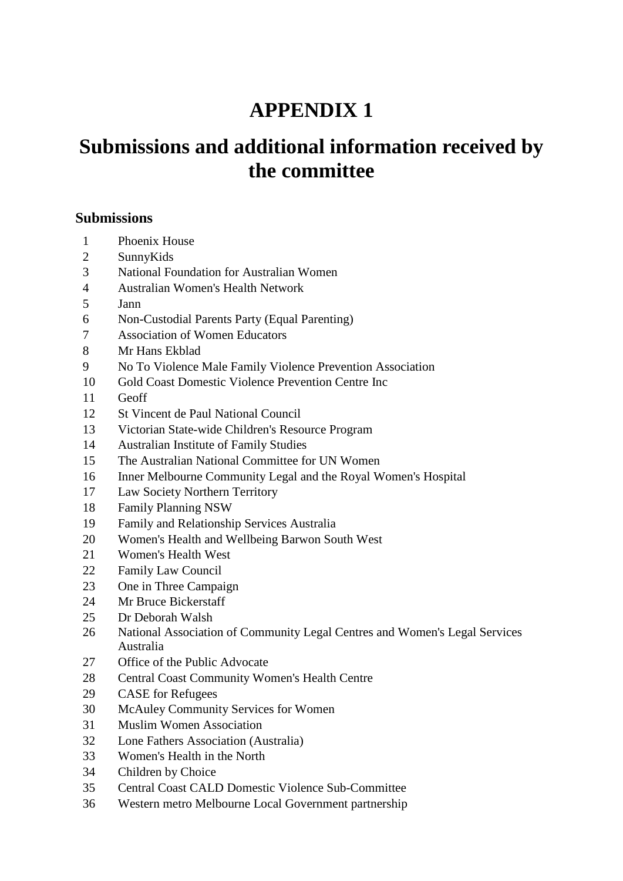# APPENDIX 1

# Submissions and additional information received by the committee

### Submissions

1 Phoenix House
2 SunnyKids
3 National Foundation for Australian Women
4 Australian Women's Health Network
5 Jann
6 Non-Custodial Parents Party (Equal Parenting)
7 Association of Women Educators
8 Mr Hans Ekblad
9 No To Violence Male Family Violence Prevention Association
10 Gold Coast Domestic Violence Prevention Centre Inc
11 Geoff
12 St Vincent de Paul National Council
13 Victorian State-wide Children's Resource Program
14 Australian Institute of Family Studies
15 The Australian National Committee for UN Women
16 Inner Melbourne Community Legal and the Royal Women's Hospital
17 Law Society Northern Territory
18 Family Planning NSW
19 Family and Relationship Services Australia
20 Women's Health and Wellbeing Barwon South West
21 Women's Health West
22 Family Law Council
23 One in Three Campaign
24 Mr Bruce Bickerstaff
25 Dr Deborah Walsh
26 National Association of Community Legal Centres and Women's Legal Services Australia
27 Office of the Public Advocate
28 Central Coast Community Women's Health Centre
29 CASE for Refugees
30 McAuley Community Services for Women
31 Muslim Women Association
32 Lone Fathers Association (Australia)
33 Women's Health in the North
34 Children by Choice
35 Central Coast CALD Domestic Violence Sub-Committee
36 Western metro Melbourne Local Government partnership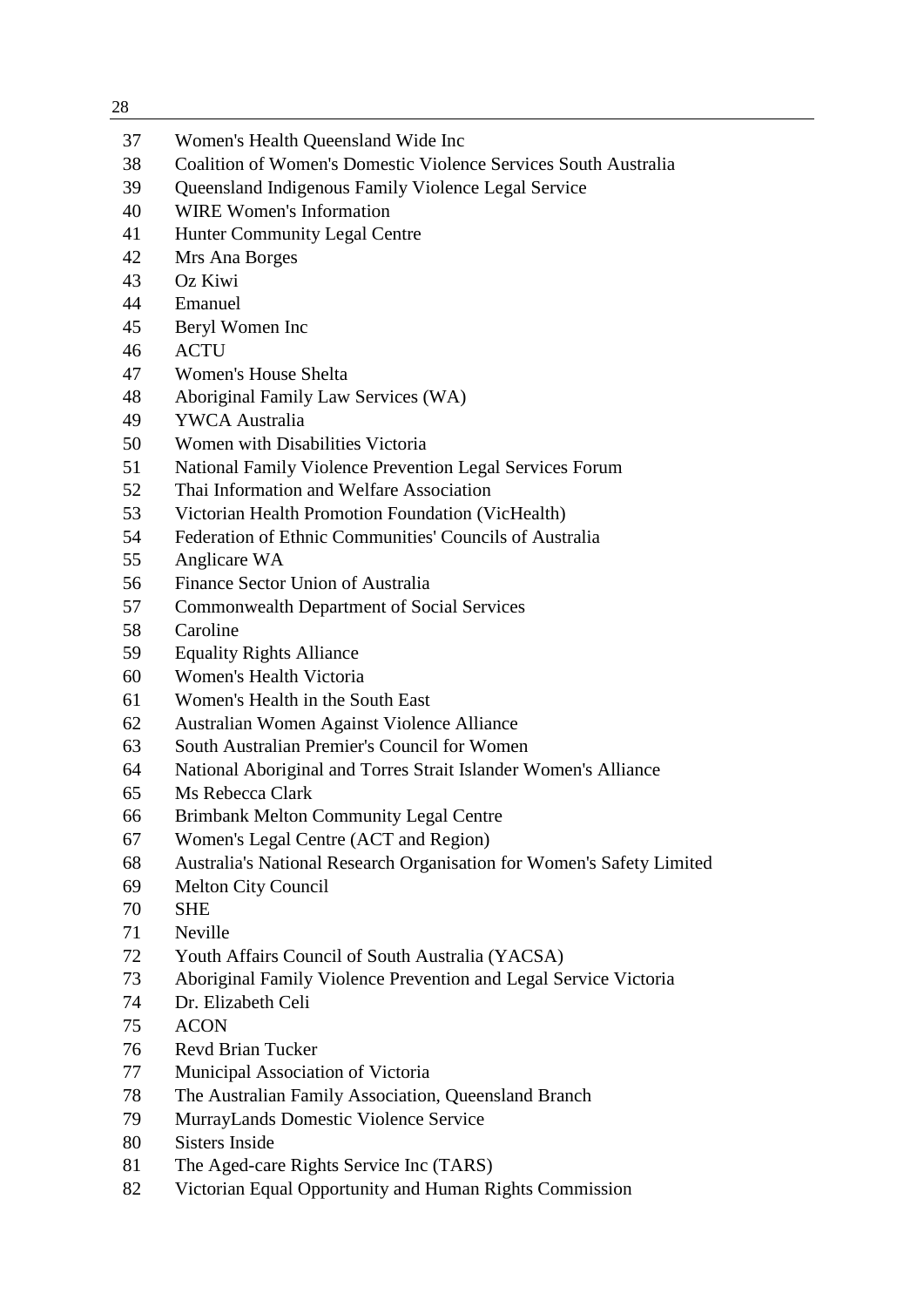37 Women's Health Queensland Wide Inc
38 Coalition of Women's Domestic Violence Services South Australia
39 Queensland Indigenous Family Violence Legal Service
40 WIRE Women's Information
41 Hunter Community Legal Centre
42 Mrs Ana Borges
43 Oz Kiwi
44 Emanuel
45 Beryl Women Inc
46 ACTU
47 Women's House Shelta
48 Aboriginal Family Law Services (WA)
49 YWCA Australia
50 Women with Disabilities Victoria
51 National Family Violence Prevention Legal Services Forum
52 Thai Information and Welfare Association
53 Victorian Health Promotion Foundation (VicHealth)
54 Federation of Ethnic Communities' Councils of Australia
55 Anglicare WA
56 Finance Sector Union of Australia
57 Commonwealth Department of Social Services
58 Caroline
59 Equality Rights Alliance
60 Women's Health Victoria
61 Women's Health in the South East
62 Australian Women Against Violence Alliance
63 South Australian Premier's Council for Women
64 National Aboriginal and Torres Strait Islander Women's Alliance
65 Ms Rebecca Clark
66 Brimbank Melton Community Legal Centre
67 Women's Legal Centre (ACT and Region)
68 Australia's National Research Organisation for Women's Safety Limited
69 Melton City Council
70 SHE
71 Neville
72 Youth Affairs Council of South Australia (YACSA)
73 Aboriginal Family Violence Prevention and Legal Service Victoria
74 Dr. Elizabeth Celi
75 ACON
76 Revd Brian Tucker
77 Municipal Association of Victoria
78 The Australian Family Association, Queensland Branch
79 MurrayLands Domestic Violence Service
80 Sisters Inside
81 The Aged-care Rights Service Inc (TARS)
82 Victorian Equal Opportunity and Human Rights Commission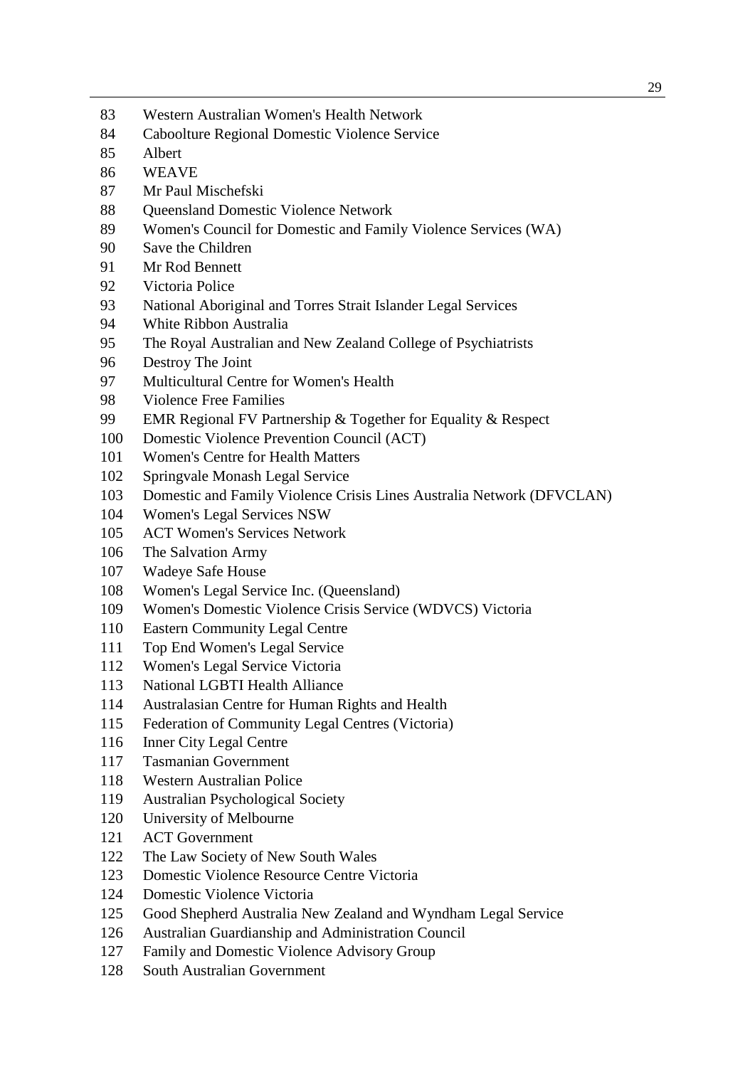| | |
|---|---|
| 83 | Western Australian Women's Health Network |
| 84 | Caboolture Regional Domestic Violence Service |
| 85 | Albert |
| 86 | WEAVE |
| 87 | Mr Paul Mischefski |
| 88 | Queensland Domestic Violence Network |
| 89 | Women's Council for Domestic and Family Violence Services (WA) |
| 90 | Save the Children |
| 91 | Mr Rod Bennett |
| 92 | Victoria Police |
| 93 | National Aboriginal and Torres Strait Islander Legal Services |
| 94 | White Ribbon Australia |
| 95 | The Royal Australian and New Zealand College of Psychiatrists |
| 96 | Destroy The Joint |
| 97 | Multicultural Centre for Women's Health |
| 98 | Violence Free Families |
| 99 | EMR Regional FV Partnership & Together for Equality & Respect |
| 100 | Domestic Violence Prevention Council (ACT) |
| 101 | Women's Centre for Health Matters |
| 102 | Springvale Monash Legal Service |
| 103 | Domestic and Family Violence Crisis Lines Australia Network (DFVCLAN) |
| 104 | Women's Legal Services NSW |
| 105 | ACT Women's Services Network |
| 106 | The Salvation Army |
| 107 | Wadeye Safe House |
| 108 | Women's Legal Service Inc. (Queensland) |
| 109 | Women's Domestic Violence Crisis Service (WDVCS) Victoria |
| 110 | Eastern Community Legal Centre |
| 111 | Top End Women's Legal Service |
| 112 | Women's Legal Service Victoria |
| 113 | National LGBTI Health Alliance |
| 114 | Australasian Centre for Human Rights and Health |
| 115 | Federation of Community Legal Centres (Victoria) |
| 116 | Inner City Legal Centre |
| 117 | Tasmanian Government |
| 118 | Western Australian Police |
| 119 | Australian Psychological Society |
| 120 | University of Melbourne |
| 121 | ACT Government |
| 122 | The Law Society of New South Wales |
| 123 | Domestic Violence Resource Centre Victoria |
| 124 | Domestic Violence Victoria |
| 125 | Good Shepherd Australia New Zealand and Wyndham Legal Service |
| 126 | Australian Guardianship and Administration Council |
| 127 | Family and Domestic Violence Advisory Group |
| 128 | South Australian Government |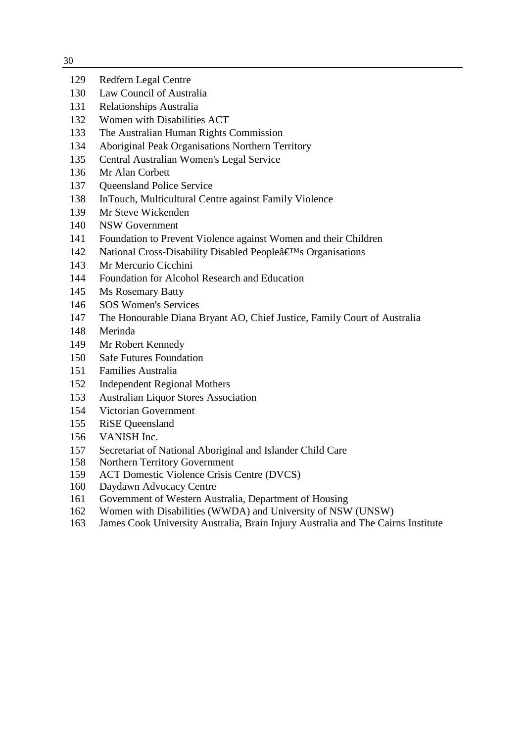129 Redfern Legal Centre
130 Law Council of Australia
131 Relationships Australia
132 Women with Disabilities ACT
133 The Australian Human Rights Commission
134 Aboriginal Peak Organisations Northern Territory
135 Central Australian Women's Legal Service
136 Mr Alan Corbett
137 Queensland Police Service
138 InTouch, Multicultural Centre against Family Violence
139 Mr Steve Wickenden
140 NSW Government
141 Foundation to Prevent Violence against Women and their Children
142 National Cross-Disability Disabled Peopleâ€™s Organisations
143 Mr Mercurio Cicchini
144 Foundation for Alcohol Research and Education
145 Ms Rosemary Batty
146 SOS Women's Services
147 The Honourable Diana Bryant AO, Chief Justice, Family Court of Australia
148 Merinda
149 Mr Robert Kennedy
150 Safe Futures Foundation
151 Families Australia
152 Independent Regional Mothers
153 Australian Liquor Stores Association
154 Victorian Government
155 RiSE Queensland
156 VANISH Inc.
157 Secretariat of National Aboriginal and Islander Child Care
158 Northern Territory Government
159 ACT Domestic Violence Crisis Centre (DVCS)
160 Daydawn Advocacy Centre
161 Government of Western Australia, Department of Housing
162 Women with Disabilities (WWDA) and University of NSW (UNSW)
163 James Cook University Australia, Brain Injury Australia and The Cairns Institute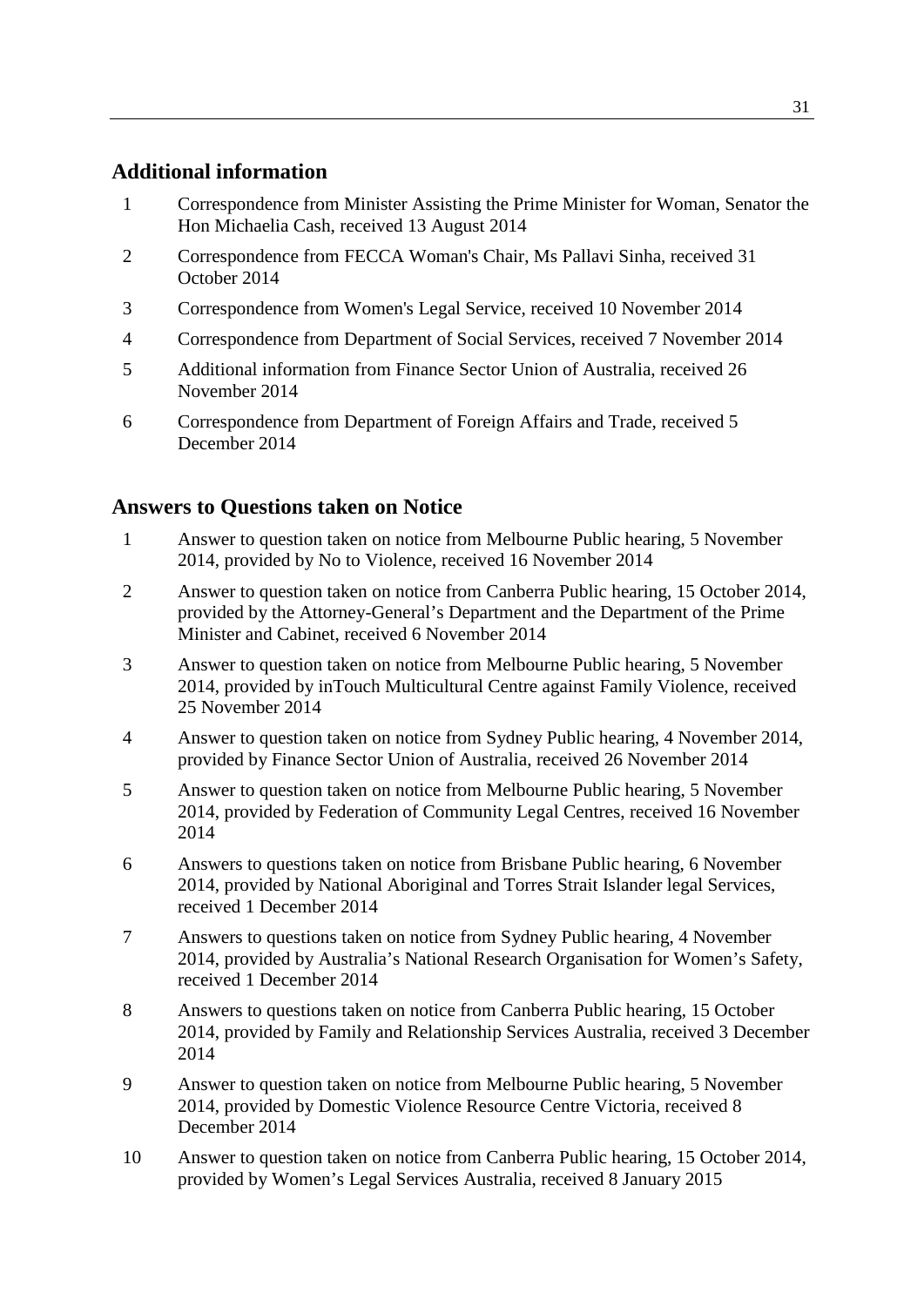## Additional information

1. Correspondence from Minister Assisting the Prime Minister for Woman, Senator the Hon Michaelia Cash, received 13 August 2014
2. Correspondence from FECCA Woman's Chair, Ms Pallavi Sinha, received 31 October 2014
3. Correspondence from Women's Legal Service, received 10 November 2014
4. Correspondence from Department of Social Services, received 7 November 2014
5. Additional information from Finance Sector Union of Australia, received 26 November 2014
6. Correspondence from Department of Foreign Affairs and Trade, received 5 December 2014

## Answers to Questions taken on Notice

1. Answer to question taken on notice from Melbourne Public hearing, 5 November 2014, provided by No to Violence, received 16 November 2014
2. Answer to question taken on notice from Canberra Public hearing, 15 October 2014, provided by the Attorney-General's Department and the Department of the Prime Minister and Cabinet, received 6 November 2014
3. Answer to question taken on notice from Melbourne Public hearing, 5 November 2014, provided by inTouch Multicultural Centre against Family Violence, received 25 November 2014
4. Answer to question taken on notice from Sydney Public hearing, 4 November 2014, provided by Finance Sector Union of Australia, received 26 November 2014
5. Answer to question taken on notice from Melbourne Public hearing, 5 November 2014, provided by Federation of Community Legal Centres, received 16 November 2014
6. Answers to questions taken on notice from Brisbane Public hearing, 6 November 2014, provided by National Aboriginal and Torres Strait Islander legal Services, received 1 December 2014
7. Answers to questions taken on notice from Sydney Public hearing, 4 November 2014, provided by Australia's National Research Organisation for Women's Safety, received 1 December 2014
8. Answers to questions taken on notice from Canberra Public hearing, 15 October 2014, provided by Family and Relationship Services Australia, received 3 December 2014
9. Answer to question taken on notice from Melbourne Public hearing, 5 November 2014, provided by Domestic Violence Resource Centre Victoria, received 8 December 2014
10. Answer to question taken on notice from Canberra Public hearing, 15 October 2014, provided by Women's Legal Services Australia, received 8 January 2015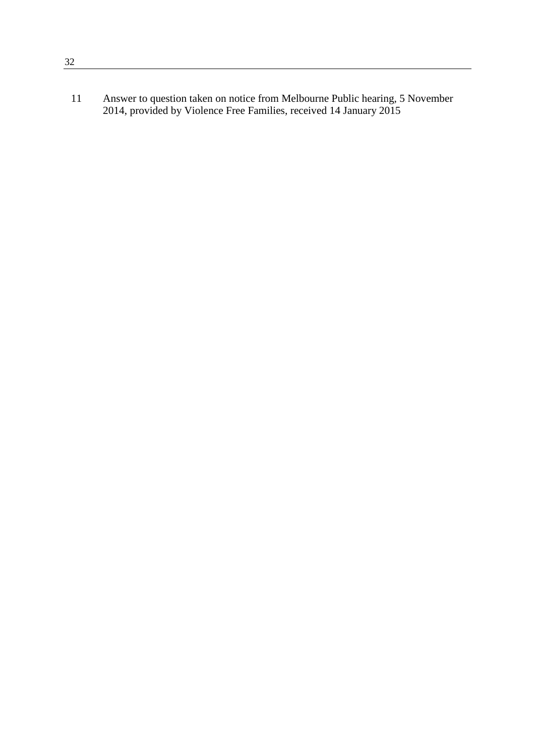11 Answer to question taken on notice from Melbourne Public hearing, 5 November 2014, provided by Violence Free Families, received 14 January 2015